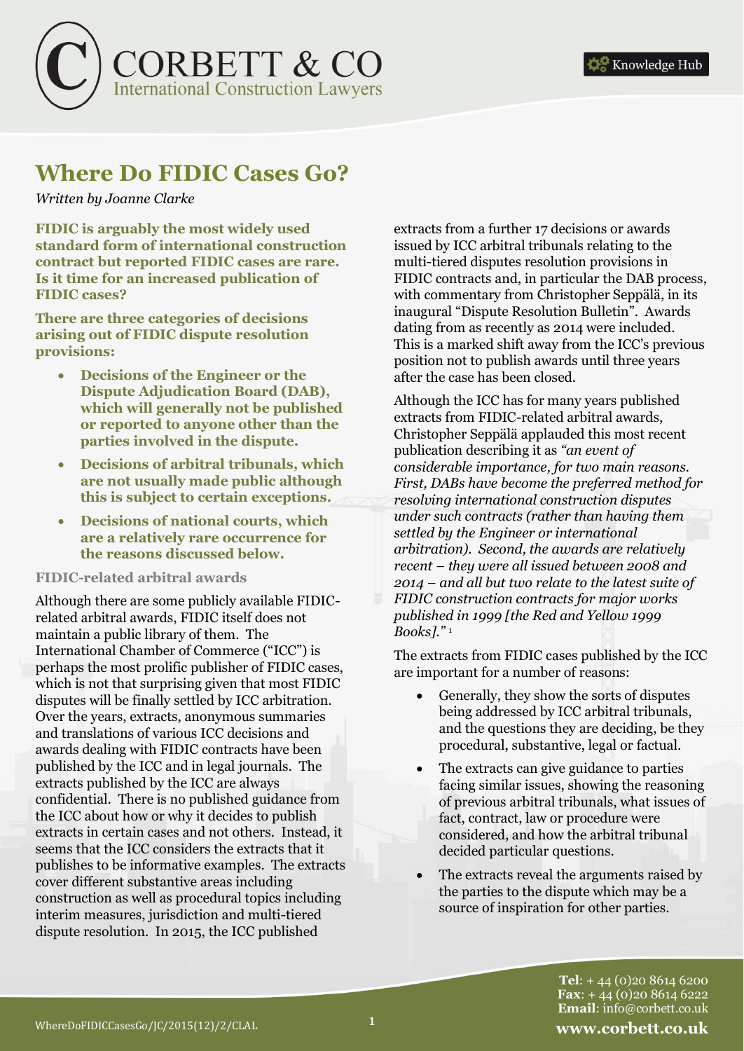# Where Do FIDIC Cases Go?

*Written by Joanne Clarke*

**FIDIC is arguably the most widely used standard form of international construction contract but reported FIDIC cases are rare. Is it time for an increased publication of FIDIC cases?**

**There are three categories of decisions arising out of FIDIC dispute resolution provisions:**

- **Decisions of the Engineer or the Dispute Adjudication Board (DAB), which will generally not be published or reported to anyone other than the parties involved in the dispute.**
- **Decisions of arbitral tribunals, which are not usually made public although this is subject to certain exceptions.**
- **Decisions of national courts, which are a relatively rare occurrence for the reasons discussed below.**

### FIDIC-related arbitral awards

Although there are some publicly available FIDIC-related arbitral awards, FIDIC itself does not maintain a public library of them. The International Chamber of Commerce ("ICC") is perhaps the most prolific publisher of FIDIC cases, which is not that surprising given that most FIDIC disputes will be finally settled by ICC arbitration. Over the years, extracts, anonymous summaries and translations of various ICC decisions and awards dealing with FIDIC contracts have been published by the ICC and in legal journals. The extracts published by the ICC are always confidential. There is no published guidance from the ICC about how or why it decides to publish extracts in certain cases and not others. Instead, it seems that the ICC considers the extracts that it publishes to be informative examples. The extracts cover different substantive areas including construction as well as procedural topics including interim measures, jurisdiction and multi-tiered dispute resolution. In 2015, the ICC published extracts from a further 17 decisions or awards issued by ICC arbitral tribunals relating to the multi-tiered disputes resolution provisions in FIDIC contracts and, in particular the DAB process, with commentary from Christopher Seppälä, in its inaugural "Dispute Resolution Bulletin". Awards dating from as recently as 2014 were included. This is a marked shift away from the ICC's previous position not to publish awards until three years after the case has been closed.

Although the ICC has for many years published extracts from FIDIC-related arbitral awards, Christopher Seppälä applauded this most recent publication describing it as *"an event of considerable importance, for two main reasons. First, DABs have become the preferred method for resolving international construction disputes under such contracts (rather than having them settled by the Engineer or international arbitration). Second, the awards are relatively recent – they were all issued between 2008 and 2014 – and all but two relate to the latest suite of FIDIC construction contracts for major works published in 1999 [the Red and Yellow 1999 Books]."* [1]

The extracts from FIDIC cases published by the ICC are important for a number of reasons:

- Generally, they show the sorts of disputes being addressed by ICC arbitral tribunals, and the questions they are deciding, be they procedural, substantive, legal or factual.
- The extracts can give guidance to parties facing similar issues, showing the reasoning of previous arbitral tribunals, what issues of fact, contract, law or procedure were considered, and how the arbitral tribunal decided particular questions.
- The extracts reveal the arguments raised by the parties to the dispute which may be a source of inspiration for other parties.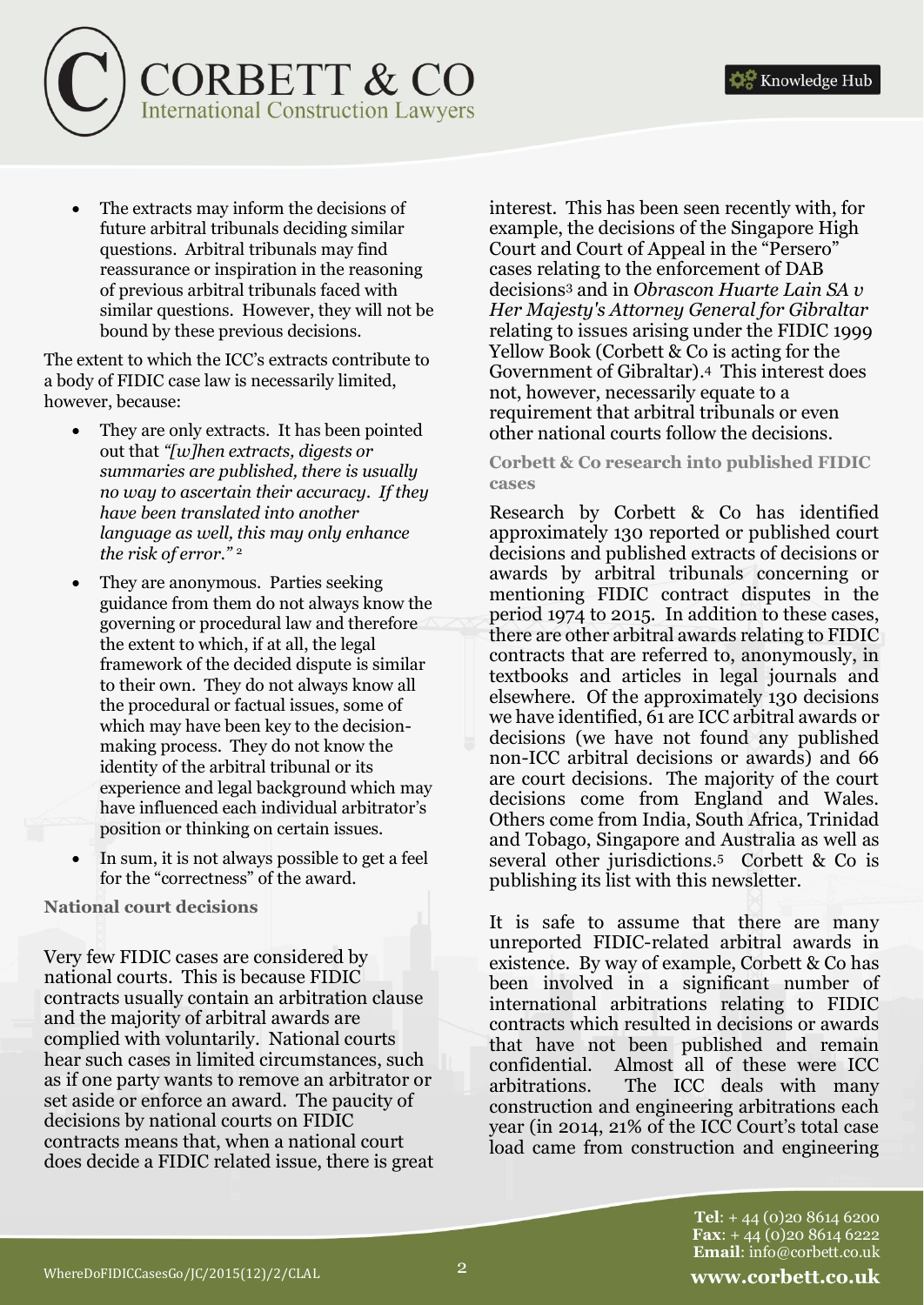- The extracts may inform the decisions of future arbitral tribunals deciding similar questions. Arbitral tribunals may find reassurance or inspiration in the reasoning of previous arbitral tribunals faced with similar questions. However, they will not be bound by these previous decisions.

The extent to which the ICC's extracts contribute to a body of FIDIC case law is necessarily limited, however, because:

- They are only extracts. It has been pointed out that *"[w]hen extracts, digests or summaries are published, there is usually no way to ascertain their accuracy. If they have been translated into another language as well, this may only enhance the risk of error."* [2]
- They are anonymous. Parties seeking guidance from them do not always know the governing or procedural law and therefore the extent to which, if at all, the legal framework of the decided dispute is similar to their own. They do not always know all the procedural or factual issues, some of which may have been key to the decision-making process. They do not know the identity of the arbitral tribunal or its experience and legal background which may have influenced each individual arbitrator's position or thinking on certain issues.
- In sum, it is not always possible to get a feel for the "correctness" of the award.

**National court decisions**

Very few FIDIC cases are considered by national courts. This is because FIDIC contracts usually contain an arbitration clause and the majority of arbitral awards are complied with voluntarily. National courts hear such cases in limited circumstances, such as if one party wants to remove an arbitrator or set aside or enforce an award. The paucity of decisions by national courts on FIDIC contracts means that, when a national court does decide a FIDIC related issue, there is great interest. This has been seen recently with, for example, the decisions of the Singapore High Court and Court of Appeal in the "Persero" cases relating to the enforcement of DAB decisions[3] and in *Obrascon Huarte Lain SA v Her Majesty's Attorney General for Gibraltar* relating to issues arising under the FIDIC 1999 Yellow Book (Corbett & Co is acting for the Government of Gibraltar).[4] This interest does not, however, necessarily equate to a requirement that arbitral tribunals or even other national courts follow the decisions.

**Corbett & Co research into published FIDIC cases**

Research by Corbett & Co has identified approximately 130 reported or published court decisions and published extracts of decisions or awards by arbitral tribunals concerning or mentioning FIDIC contract disputes in the period 1974 to 2015. In addition to these cases, there are other arbitral awards relating to FIDIC contracts that are referred to, anonymously, in textbooks and articles in legal journals and elsewhere. Of the approximately 130 decisions we have identified, 61 are ICC arbitral awards or decisions (we have not found any published non-ICC arbitral decisions or awards) and 66 are court decisions. The majority of the court decisions come from England and Wales. Others come from India, South Africa, Trinidad and Tobago, Singapore and Australia as well as several other jurisdictions.[5] Corbett & Co is publishing its list with this newsletter.

It is safe to assume that there are many unreported FIDIC-related arbitral awards in existence. By way of example, Corbett & Co has been involved in a significant number of international arbitrations relating to FIDIC contracts which resulted in decisions or awards that have not been published and remain confidential. Almost all of these were ICC arbitrations. The ICC deals with many construction and engineering arbitrations each year (in 2014, 21% of the ICC Court's total case load came from construction and engineering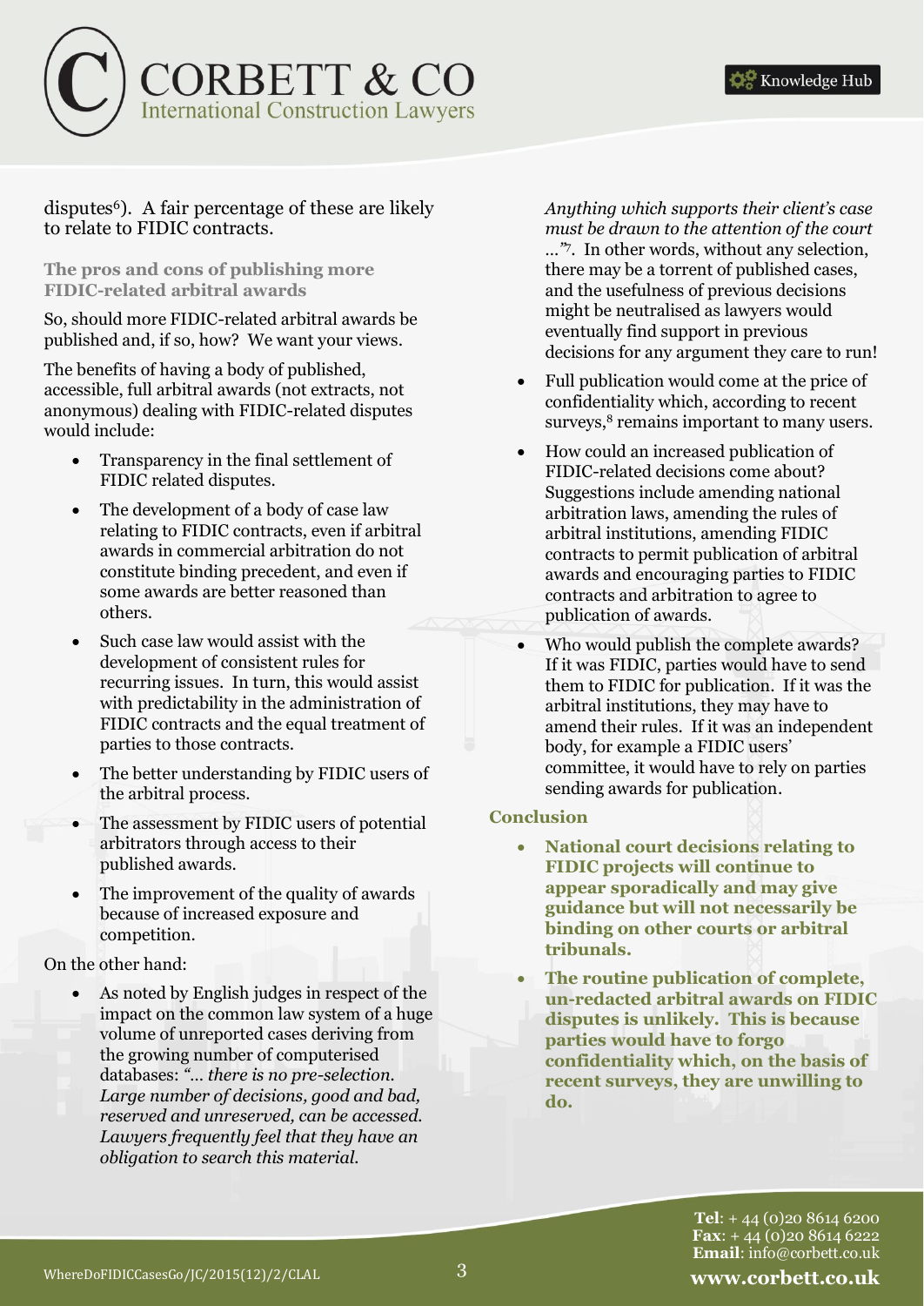disputes[6]). A fair percentage of these are likely to relate to FIDIC contracts.

### The pros and cons of publishing more FIDIC-related arbitral awards

So, should more FIDIC-related arbitral awards be published and, if so, how? We want your views.

The benefits of having a body of published, accessible, full arbitral awards (not extracts, not anonymous) dealing with FIDIC-related disputes would include:

- Transparency in the final settlement of FIDIC related disputes.
- The development of a body of case law relating to FIDIC contracts, even if arbitral awards in commercial arbitration do not constitute binding precedent, and even if some awards are better reasoned than others.
- Such case law would assist with the development of consistent rules for recurring issues. In turn, this would assist with predictability in the administration of FIDIC contracts and the equal treatment of parties to those contracts.
- The better understanding by FIDIC users of the arbitral process.
- The assessment by FIDIC users of potential arbitrators through access to their published awards.
- The improvement of the quality of awards because of increased exposure and competition.

On the other hand:

- As noted by English judges in respect of the impact on the common law system of a huge volume of unreported cases deriving from the growing number of computerised databases: *"… there is no pre-selection. Large number of decisions, good and bad, reserved and unreserved, can be accessed. Lawyers frequently feel that they have an obligation to search this material. Anything which supports their client's case must be drawn to the attention of the court …"*[7]. In other words, without any selection, there may be a torrent of published cases, and the usefulness of previous decisions might be neutralised as lawyers would eventually find support in previous decisions for any argument they care to run!
- Full publication would come at the price of confidentiality which, according to recent surveys,[8] remains important to many users.
- How could an increased publication of FIDIC-related decisions come about? Suggestions include amending national arbitration laws, amending the rules of arbitral institutions, amending FIDIC contracts to permit publication of arbitral awards and encouraging parties to FIDIC contracts and arbitration to agree to publication of awards.
- Who would publish the complete awards? If it was FIDIC, parties would have to send them to FIDIC for publication. If it was the arbitral institutions, they may have to amend their rules. If it was an independent body, for example a FIDIC users' committee, it would have to rely on parties sending awards for publication.

### Conclusion

- **National court decisions relating to FIDIC projects will continue to appear sporadically and may give guidance but will not necessarily be binding on other courts or arbitral tribunals.**
- **The routine publication of complete, un-redacted arbitral awards on FIDIC disputes is unlikely. This is because parties would have to forgo confidentiality which, on the basis of recent surveys, they are unwilling to do.**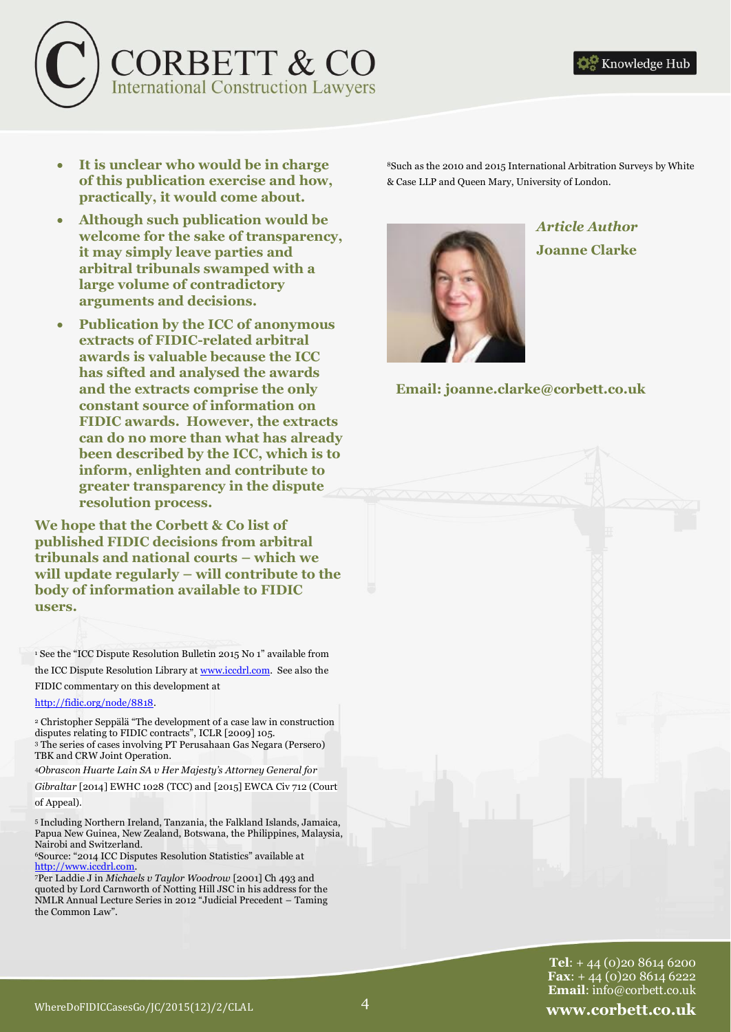- **It is unclear who would be in charge of this publication exercise and how, practically, it would come about.**
- **Although such publication would be welcome for the sake of transparency, it may simply leave parties and arbitral tribunals swamped with a large volume of contradictory arguments and decisions.**
- **Publication by the ICC of anonymous extracts of FIDIC-related arbitral awards is valuable because the ICC has sifted and analysed the awards and the extracts comprise the only constant source of information on FIDIC awards. However, the extracts can do no more than what has already been described by the ICC, which is to inform, enlighten and contribute to greater transparency in the dispute resolution process.**

**We hope that the Corbett & Co list of published FIDIC decisions from arbitral tribunals and national courts – which we will update regularly – will contribute to the body of information available to FIDIC users.**

[1] See the "ICC Dispute Resolution Bulletin 2015 No 1" available from the ICC Dispute Resolution Library at www.iccdrl.com. See also the FIDIC commentary on this development at http://fidic.org/node/8818.

[2] Christopher Seppälä "The development of a case law in construction disputes relating to FIDIC contracts", ICLR [2009] 105.

[3] The series of cases involving PT Perusahaan Gas Negara (Persero) TBK and CRW Joint Operation.

[4] *Obrascon Huarte Lain SA v Her Majesty's Attorney General for Gibraltar* [2014] EWHC 1028 (TCC) and [2015] EWCA Civ 712 (Court of Appeal).

[5] Including Northern Ireland, Tanzania, the Falkland Islands, Jamaica, Papua New Guinea, New Zealand, Botswana, the Philippines, Malaysia, Nairobi and Switzerland.

[6] Source: "2014 ICC Disputes Resolution Statistics" available at http://www.iccdrl.com.

[7] Per Laddie J in *Michaels v Taylor Woodrow* [2001] Ch 493 and quoted by Lord Carnworth of Notting Hill JSC in his address for the NMLR Annual Lecture Series in 2012 "Judicial Precedent – Taming the Common Law".

[8] Such as the 2010 and 2015 International Arbitration Surveys by White & Case LLP and Queen Mary, University of London.

***Article Author***
**Joanne Clarke**

**Email: joanne.clarke@corbett.co.uk**